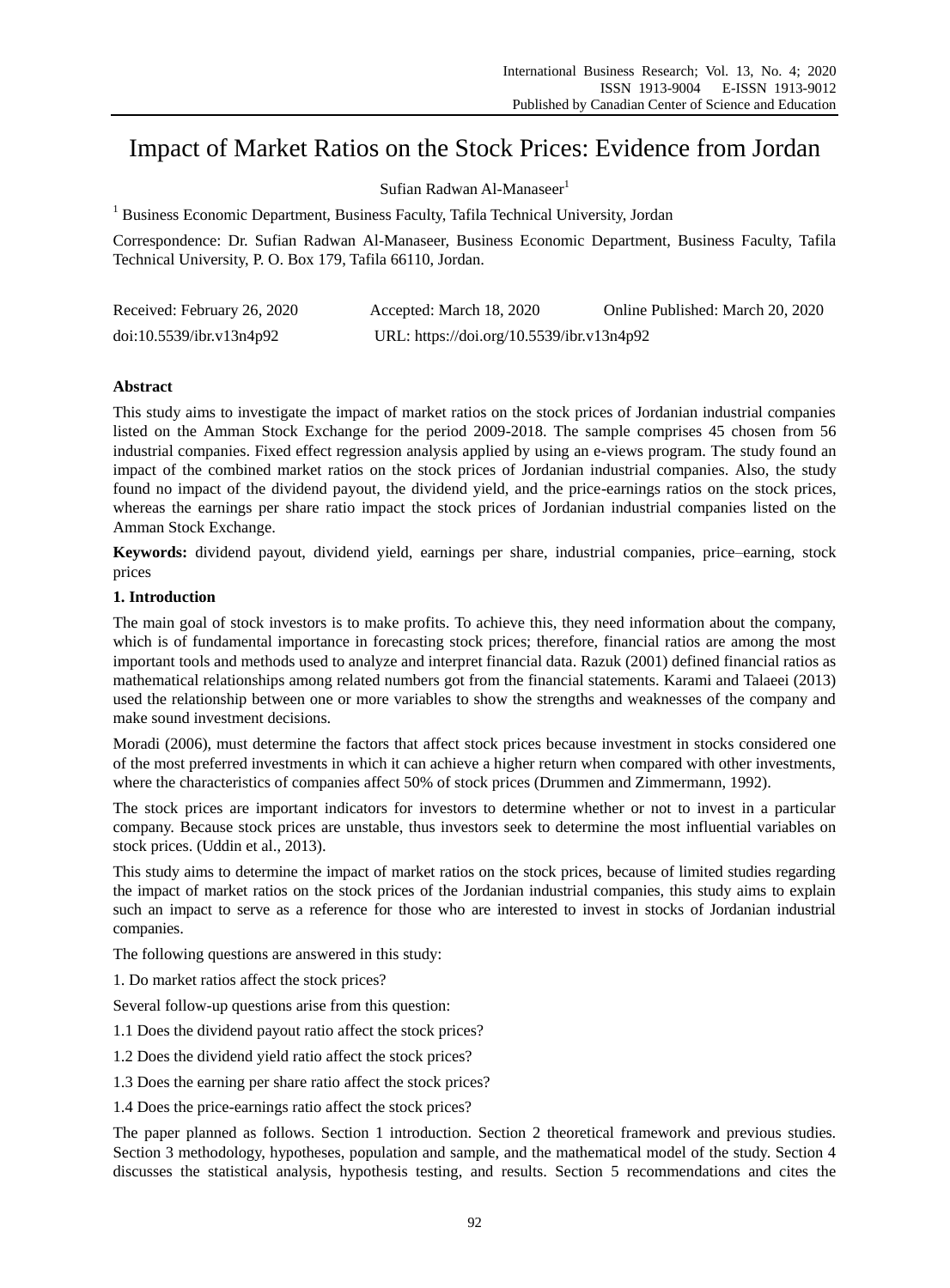# Impact of Market Ratios on the Stock Prices: Evidence from Jordan

Sufian Radwan Al-Manaseer[1]

[1] Business Economic Department, Business Faculty, Tafila Technical University, Jordan

Correspondence: Dr. Sufian Radwan Al-Manaseer, Business Economic Department, Business Faculty, Tafila Technical University, P. O. Box 179, Tafila 66110, Jordan.

Received: February 26, 2020 Accepted: March 18, 2020 Online Published: March 20, 2020

doi:10.5539/ibr.v13n4p92 URL: https://doi.org/10.5539/ibr.v13n4p92

## Abstract

This study aims to investigate the impact of market ratios on the stock prices of Jordanian industrial companies listed on the Amman Stock Exchange for the period 2009-2018. The sample comprises 45 chosen from 56 industrial companies. Fixed effect regression analysis applied by using an e-views program. The study found an impact of the combined market ratios on the stock prices of Jordanian industrial companies. Also, the study found no impact of the dividend payout, the dividend yield, and the price-earnings ratios on the stock prices, whereas the earnings per share ratio impact the stock prices of Jordanian industrial companies listed on the Amman Stock Exchange.

**Keywords:** dividend payout, dividend yield, earnings per share, industrial companies, price–earning, stock prices

## 1. Introduction

The main goal of stock investors is to make profits. To achieve this, they need information about the company, which is of fundamental importance in forecasting stock prices; therefore, financial ratios are among the most important tools and methods used to analyze and interpret financial data. Razuk (2001) defined financial ratios as mathematical relationships among related numbers got from the financial statements. Karami and Talaeei (2013) used the relationship between one or more variables to show the strengths and weaknesses of the company and make sound investment decisions.

Moradi (2006), must determine the factors that affect stock prices because investment in stocks considered one of the most preferred investments in which it can achieve a higher return when compared with other investments, where the characteristics of companies affect 50% of stock prices (Drummen and Zimmermann, 1992).

The stock prices are important indicators for investors to determine whether or not to invest in a particular company. Because stock prices are unstable, thus investors seek to determine the most influential variables on stock prices. (Uddin et al., 2013).

This study aims to determine the impact of market ratios on the stock prices, because of limited studies regarding the impact of market ratios on the stock prices of the Jordanian industrial companies, this study aims to explain such an impact to serve as a reference for those who are interested to invest in stocks of Jordanian industrial companies.

The following questions are answered in this study:

1. Do market ratios affect the stock prices?

Several follow-up questions arise from this question:

1.1 Does the dividend payout ratio affect the stock prices?

1.2 Does the dividend yield ratio affect the stock prices?

1.3 Does the earning per share ratio affect the stock prices?

1.4 Does the price-earnings ratio affect the stock prices?

The paper planned as follows. Section 1 introduction. Section 2 theoretical framework and previous studies. Section 3 methodology, hypotheses, population and sample, and the mathematical model of the study. Section 4 discusses the statistical analysis, hypothesis testing, and results. Section 5 recommendations and cites the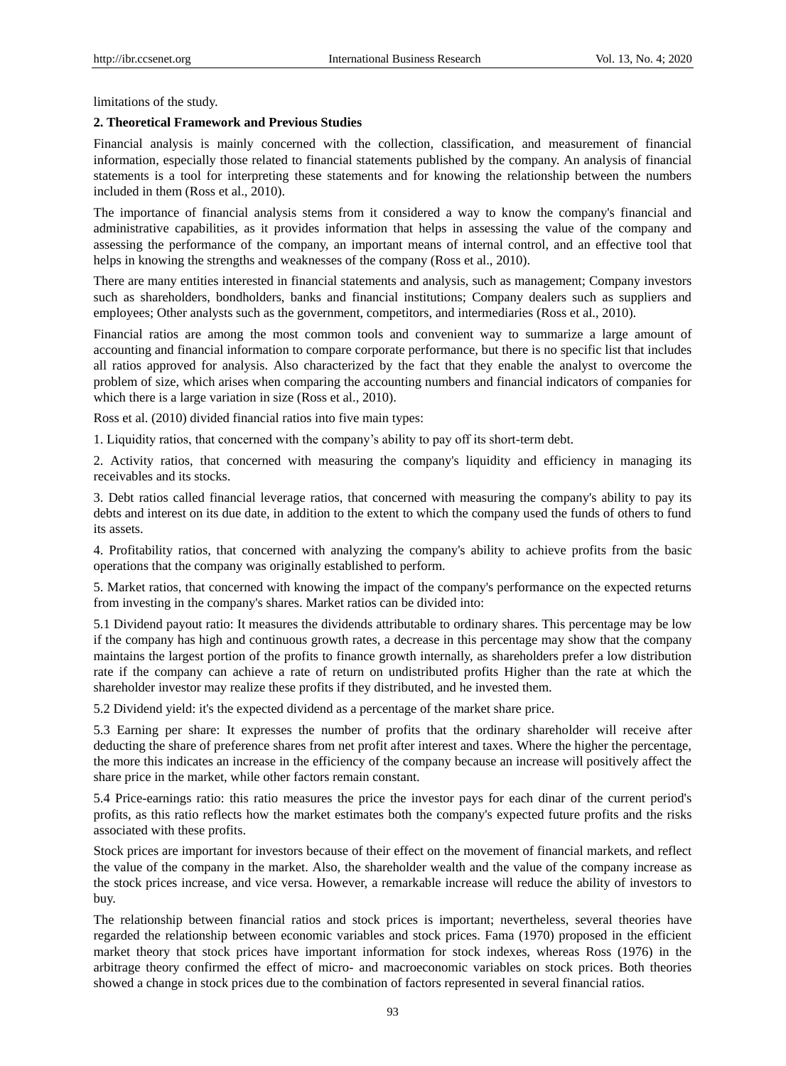limitations of the study.

## 2. Theoretical Framework and Previous Studies

Financial analysis is mainly concerned with the collection, classification, and measurement of financial information, especially those related to financial statements published by the company. An analysis of financial statements is a tool for interpreting these statements and for knowing the relationship between the numbers included in them (Ross et al., 2010).

The importance of financial analysis stems from it considered a way to know the company's financial and administrative capabilities, as it provides information that helps in assessing the value of the company and assessing the performance of the company, an important means of internal control, and an effective tool that helps in knowing the strengths and weaknesses of the company (Ross et al., 2010).

There are many entities interested in financial statements and analysis, such as management; Company investors such as shareholders, bondholders, banks and financial institutions; Company dealers such as suppliers and employees; Other analysts such as the government, competitors, and intermediaries (Ross et al., 2010).

Financial ratios are among the most common tools and convenient way to summarize a large amount of accounting and financial information to compare corporate performance, but there is no specific list that includes all ratios approved for analysis. Also characterized by the fact that they enable the analyst to overcome the problem of size, which arises when comparing the accounting numbers and financial indicators of companies for which there is a large variation in size (Ross et al., 2010).

Ross et al. (2010) divided financial ratios into five main types:

1. Liquidity ratios, that concerned with the company's ability to pay off its short-term debt.

2. Activity ratios, that concerned with measuring the company's liquidity and efficiency in managing its receivables and its stocks.

3. Debt ratios called financial leverage ratios, that concerned with measuring the company's ability to pay its debts and interest on its due date, in addition to the extent to which the company used the funds of others to fund its assets.

4. Profitability ratios, that concerned with analyzing the company's ability to achieve profits from the basic operations that the company was originally established to perform.

5. Market ratios, that concerned with knowing the impact of the company's performance on the expected returns from investing in the company's shares. Market ratios can be divided into:

5.1 Dividend payout ratio: It measures the dividends attributable to ordinary shares. This percentage may be low if the company has high and continuous growth rates, a decrease in this percentage may show that the company maintains the largest portion of the profits to finance growth internally, as shareholders prefer a low distribution rate if the company can achieve a rate of return on undistributed profits Higher than the rate at which the shareholder investor may realize these profits if they distributed, and he invested them.

5.2 Dividend yield: it's the expected dividend as a percentage of the market share price.

5.3 Earning per share: It expresses the number of profits that the ordinary shareholder will receive after deducting the share of preference shares from net profit after interest and taxes. Where the higher the percentage, the more this indicates an increase in the efficiency of the company because an increase will positively affect the share price in the market, while other factors remain constant.

5.4 Price-earnings ratio: this ratio measures the price the investor pays for each dinar of the current period's profits, as this ratio reflects how the market estimates both the company's expected future profits and the risks associated with these profits.

Stock prices are important for investors because of their effect on the movement of financial markets, and reflect the value of the company in the market. Also, the shareholder wealth and the value of the company increase as the stock prices increase, and vice versa. However, a remarkable increase will reduce the ability of investors to buy.

The relationship between financial ratios and stock prices is important; nevertheless, several theories have regarded the relationship between economic variables and stock prices. Fama (1970) proposed in the efficient market theory that stock prices have important information for stock indexes, whereas Ross (1976) in the arbitrage theory confirmed the effect of micro- and macroeconomic variables on stock prices. Both theories showed a change in stock prices due to the combination of factors represented in several financial ratios.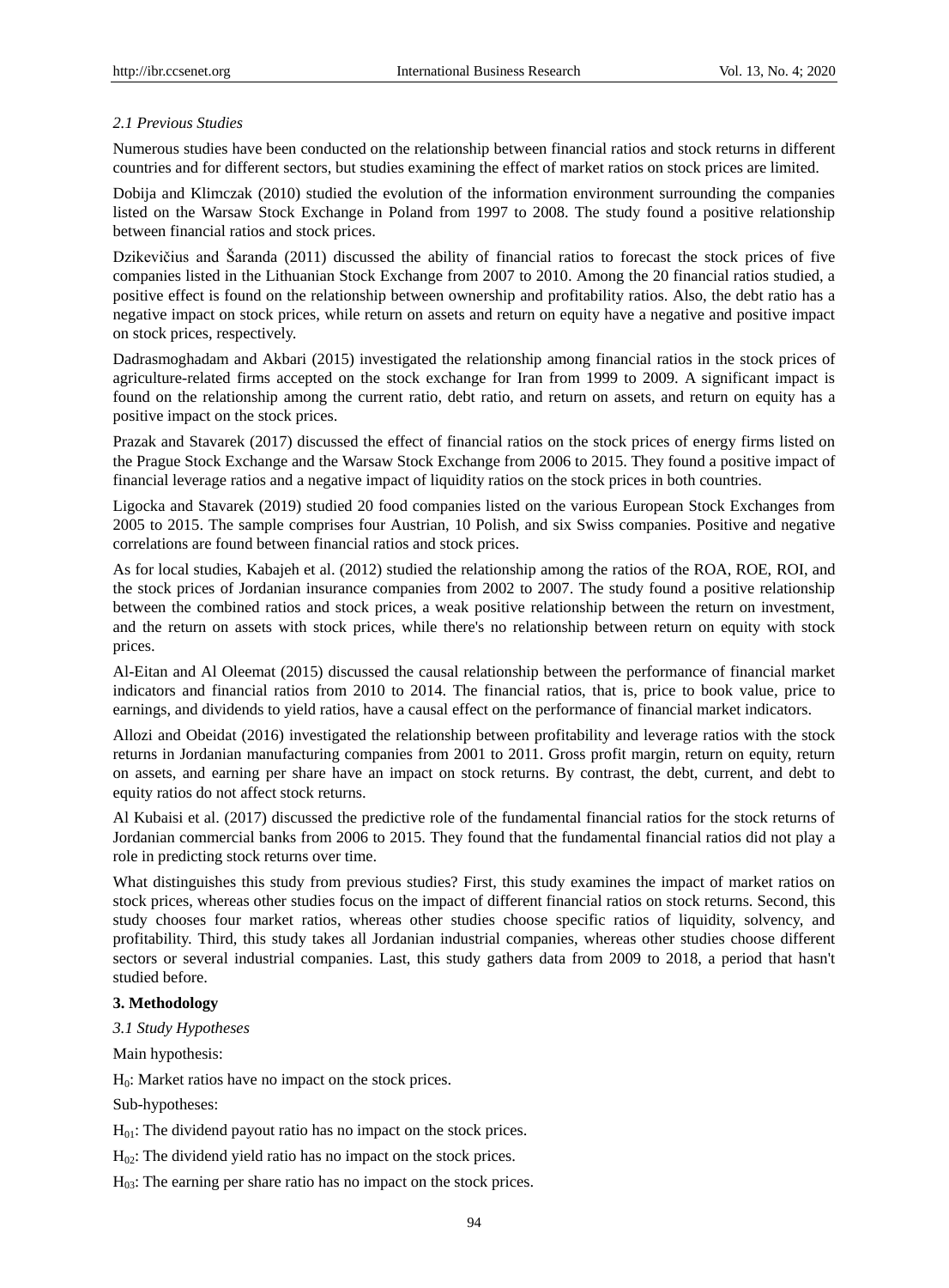### *2.1 Previous Studies*

Numerous studies have been conducted on the relationship between financial ratios and stock returns in different countries and for different sectors, but studies examining the effect of market ratios on stock prices are limited.

Dobija and Klimczak (2010) studied the evolution of the information environment surrounding the companies listed on the Warsaw Stock Exchange in Poland from 1997 to 2008. The study found a positive relationship between financial ratios and stock prices.

Dzikevičius and Šaranda (2011) discussed the ability of financial ratios to forecast the stock prices of five companies listed in the Lithuanian Stock Exchange from 2007 to 2010. Among the 20 financial ratios studied, a positive effect is found on the relationship between ownership and profitability ratios. Also, the debt ratio has a negative impact on stock prices, while return on assets and return on equity have a negative and positive impact on stock prices, respectively.

Dadrasmoghadam and Akbari (2015) investigated the relationship among financial ratios in the stock prices of agriculture-related firms accepted on the stock exchange for Iran from 1999 to 2009. A significant impact is found on the relationship among the current ratio, debt ratio, and return on assets, and return on equity has a positive impact on the stock prices.

Prazak and Stavarek (2017) discussed the effect of financial ratios on the stock prices of energy firms listed on the Prague Stock Exchange and the Warsaw Stock Exchange from 2006 to 2015. They found a positive impact of financial leverage ratios and a negative impact of liquidity ratios on the stock prices in both countries.

Ligocka and Stavarek (2019) studied 20 food companies listed on the various European Stock Exchanges from 2005 to 2015. The sample comprises four Austrian, 10 Polish, and six Swiss companies. Positive and negative correlations are found between financial ratios and stock prices.

As for local studies, Kabajeh et al. (2012) studied the relationship among the ratios of the ROA, ROE, ROI, and the stock prices of Jordanian insurance companies from 2002 to 2007. The study found a positive relationship between the combined ratios and stock prices, a weak positive relationship between the return on investment, and the return on assets with stock prices, while there's no relationship between return on equity with stock prices.

Al-Eitan and Al Oleemat (2015) discussed the causal relationship between the performance of financial market indicators and financial ratios from 2010 to 2014. The financial ratios, that is, price to book value, price to earnings, and dividends to yield ratios, have a causal effect on the performance of financial market indicators.

Allozi and Obeidat (2016) investigated the relationship between profitability and leverage ratios with the stock returns in Jordanian manufacturing companies from 2001 to 2011. Gross profit margin, return on equity, return on assets, and earning per share have an impact on stock returns. By contrast, the debt, current, and debt to equity ratios do not affect stock returns.

Al Kubaisi et al. (2017) discussed the predictive role of the fundamental financial ratios for the stock returns of Jordanian commercial banks from 2006 to 2015. They found that the fundamental financial ratios did not play a role in predicting stock returns over time.

What distinguishes this study from previous studies? First, this study examines the impact of market ratios on stock prices, whereas other studies focus on the impact of different financial ratios on stock returns. Second, this study chooses four market ratios, whereas other studies choose specific ratios of liquidity, solvency, and profitability. Third, this study takes all Jordanian industrial companies, whereas other studies choose different sectors or several industrial companies. Last, this study gathers data from 2009 to 2018, a period that hasn't studied before.

## 3. Methodology

### *3.1 Study Hypotheses*

Main hypothesis:

$H_0$: Market ratios have no impact on the stock prices.

Sub-hypotheses:

$H_{01}$: The dividend payout ratio has no impact on the stock prices.

$H_{02}$: The dividend yield ratio has no impact on the stock prices.

$H_{03}$: The earning per share ratio has no impact on the stock prices.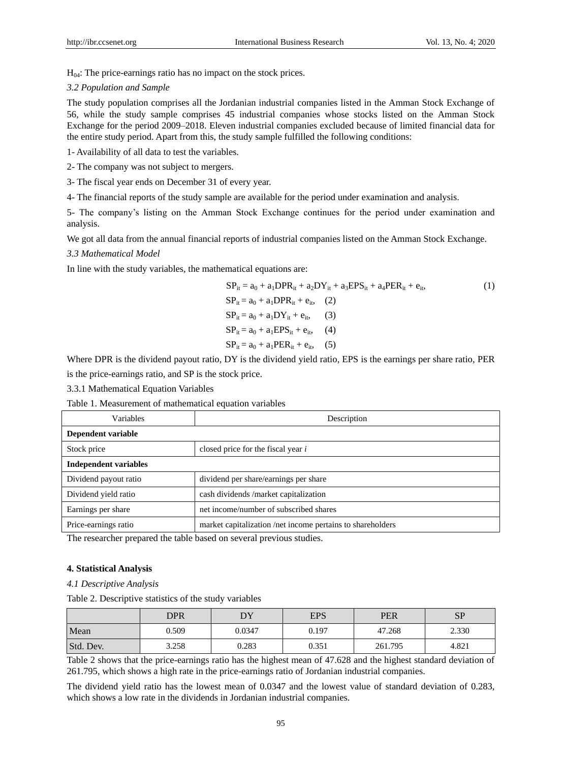$H_{04}$: The price-earnings ratio has no impact on the stock prices.

### *3.2 Population and Sample*

The study population comprises all the Jordanian industrial companies listed in the Amman Stock Exchange of 56, while the study sample comprises 45 industrial companies whose stocks listed on the Amman Stock Exchange for the period 2009–2018. Eleven industrial companies excluded because of limited financial data for the entire study period. Apart from this, the study sample fulfilled the following conditions:

1- Availability of all data to test the variables.

2- The company was not subject to mergers.

3- The fiscal year ends on December 31 of every year.

4- The financial reports of the study sample are available for the period under examination and analysis.

5- The company's listing on the Amman Stock Exchange continues for the period under examination and analysis.

We got all data from the annual financial reports of industrial companies listed on the Amman Stock Exchange.

### *3.3 Mathematical Model*

In line with the study variables, the mathematical equations are:

$$SP_{it} = a_0 + a_1 DPR_{it} + a_2 DY_{it} + a_3 EPS_{it} + a_4 PER_{it} + e_{it}, \quad (1)$$

$$SP_{it} = a_0 + a_1 DPR_{it} + e_{it}, \quad (2)$$

$$SP_{it} = a_0 + a_1 DY_{it} + e_{it}, \quad (3)$$

$$SP_{it} = a_0 + a_1 EPS_{it} + e_{it}, \quad (4)$$

$$SP_{it} = a_0 + a_1 PER_{it} + e_{it}, \quad (5)$$

Where DPR is the dividend payout ratio, DY is the dividend yield ratio, EPS is the earnings per share ratio, PER is the price-earnings ratio, and SP is the stock price.

3.3.1 Mathematical Equation Variables

Table 1. Measurement of mathematical equation variables

| Variables | Description |
|---|---|
| **Dependent variable** | |
| Stock price | closed price for the fiscal year *i* |
| **Independent variables** | |
| Dividend payout ratio | dividend per share/earnings per share |
| Dividend yield ratio | cash dividends /market capitalization |
| Earnings per share | net income/number of subscribed shares |
| Price-earnings ratio | market capitalization /net income pertains to shareholders |

The researcher prepared the table based on several previous studies.

## 4. Statistical Analysis

### *4.1 Descriptive Analysis*

Table 2. Descriptive statistics of the study variables

| | DPR | DY | EPS | PER | SP |
|---|---|---|---|---|---|
| Mean | 0.509 | 0.0347 | 0.197 | 47.268 | 2.330 |
| Std. Dev. | 3.258 | 0.283 | 0.351 | 261.795 | 4.821 |

Table 2 shows that the price-earnings ratio has the highest mean of 47.628 and the highest standard deviation of 261.795, which shows a high rate in the price-earnings ratio of Jordanian industrial companies.

The dividend yield ratio has the lowest mean of 0.0347 and the lowest value of standard deviation of 0.283, which shows a low rate in the dividends in Jordanian industrial companies.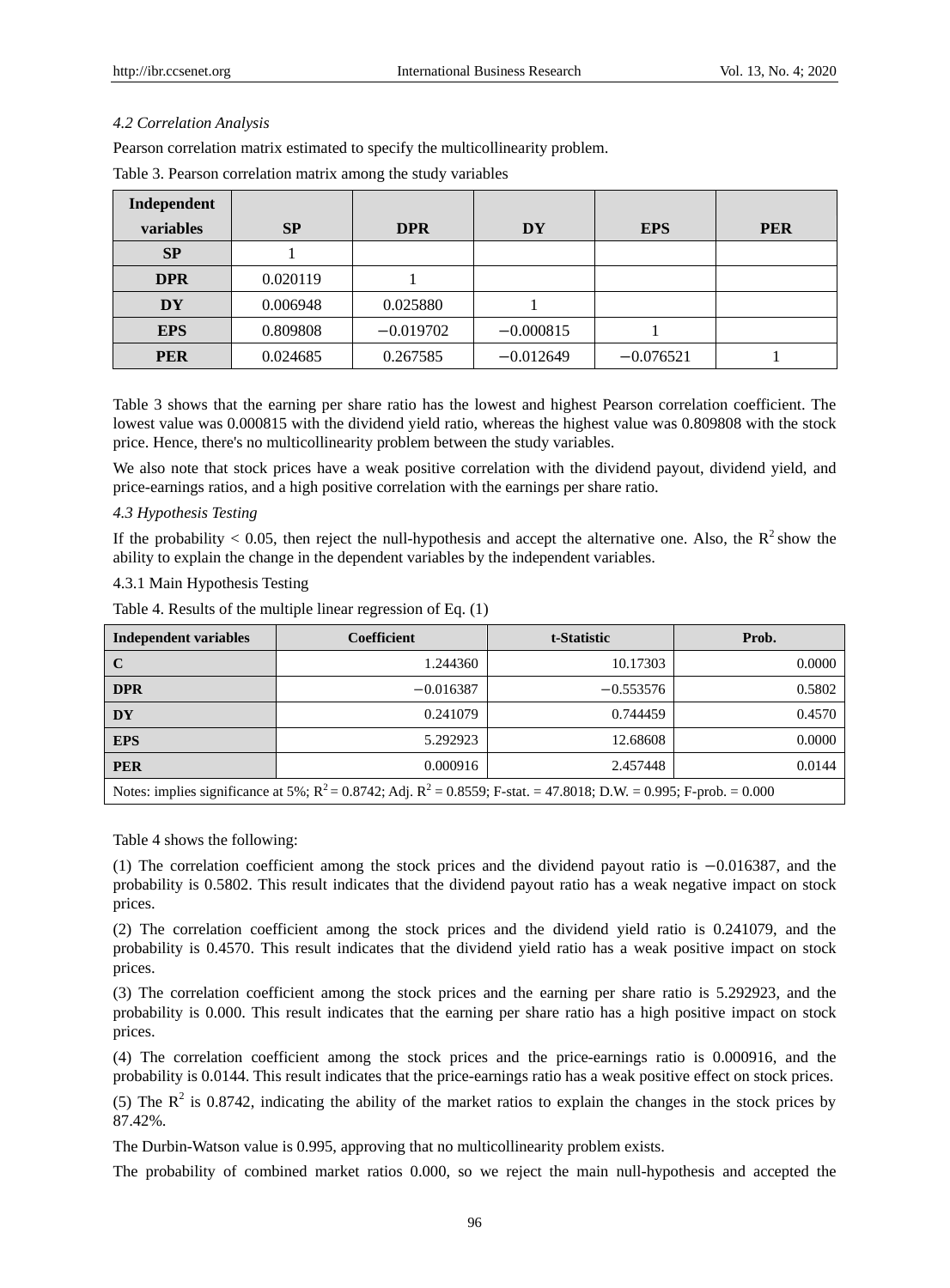*4.2 Correlation Analysis*

Pearson correlation matrix estimated to specify the multicollinearity problem.

Table 3. Pearson correlation matrix among the study variables

| Independent variables | SP | DPR | DY | EPS | PER |
|---|---|---|---|---|---|
| **SP** | 1 | | | | |
| **DPR** | 0.020119 | 1 | | | |
| **DY** | 0.006948 | 0.025880 | 1 | | |
| **EPS** | 0.809808 | −0.019702 | −0.000815 | 1 | |
| **PER** | 0.024685 | 0.267585 | −0.012649 | −0.076521 | 1 |

Table 3 shows that the earning per share ratio has the lowest and highest Pearson correlation coefficient. The lowest value was 0.000815 with the dividend yield ratio, whereas the highest value was 0.809808 with the stock price. Hence, there's no multicollinearity problem between the study variables.

We also note that stock prices have a weak positive correlation with the dividend payout, dividend yield, and price-earnings ratios, and a high positive correlation with the earnings per share ratio.

*4.3 Hypothesis Testing*

If the probability $< 0.05$, then reject the null-hypothesis and accept the alternative one. Also, the $R^2$ show the ability to explain the change in the dependent variables by the independent variables.

4.3.1 Main Hypothesis Testing

Table 4. Results of the multiple linear regression of Eq. (1)

| Independent variables | Coefficient | t-Statistic | Prob. |
|---|---|---|---|
| **C** | 1.244360 | 10.17303 | 0.0000 |
| **DPR** | −0.016387 | −0.553576 | 0.5802 |
| **DY** | 0.241079 | 0.744459 | 0.4570 |
| **EPS** | 5.292923 | 12.68608 | 0.0000 |
| **PER** | 0.000916 | 2.457448 | 0.0144 |

Notes: implies significance at 5%; $R^2 = 0.8742$; Adj. $R^2 = 0.8559$; F-stat. = 47.8018; D.W. = 0.995; F-prob. = 0.000

Table 4 shows the following:

(1) The correlation coefficient among the stock prices and the dividend payout ratio is −0.016387, and the probability is 0.5802. This result indicates that the dividend payout ratio has a weak negative impact on stock prices.

(2) The correlation coefficient among the stock prices and the dividend yield ratio is 0.241079, and the probability is 0.4570. This result indicates that the dividend yield ratio has a weak positive impact on stock prices.

(3) The correlation coefficient among the stock prices and the earning per share ratio is 5.292923, and the probability is 0.000. This result indicates that the earning per share ratio has a high positive impact on stock prices.

(4) The correlation coefficient among the stock prices and the price-earnings ratio is 0.000916, and the probability is 0.0144. This result indicates that the price-earnings ratio has a weak positive effect on stock prices.

(5) The $R^2$ is 0.8742, indicating the ability of the market ratios to explain the changes in the stock prices by 87.42%.

The Durbin-Watson value is 0.995, approving that no multicollinearity problem exists.

The probability of combined market ratios 0.000, so we reject the main null-hypothesis and accepted the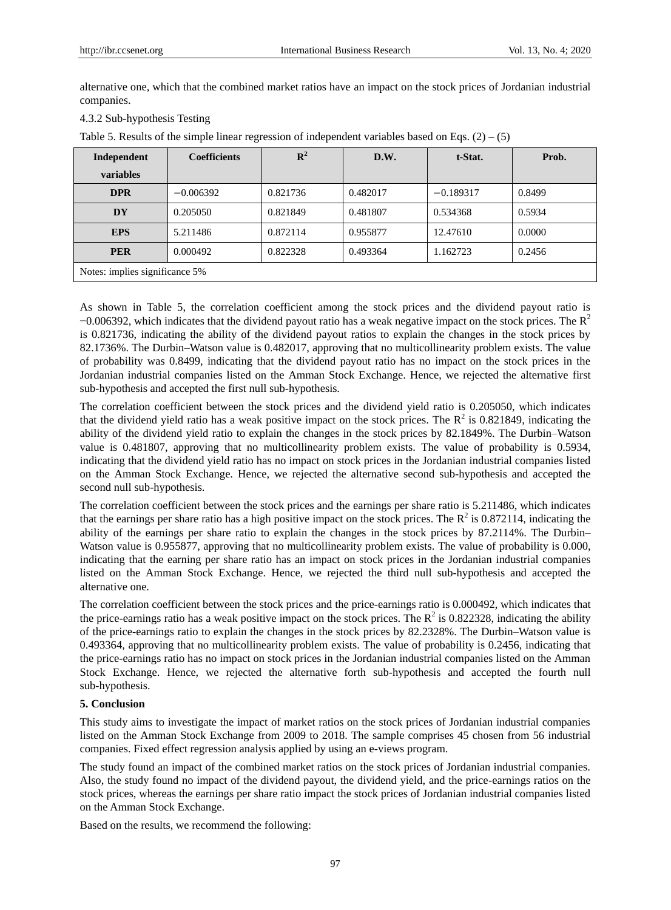alternative one, which that the combined market ratios have an impact on the stock prices of Jordanian industrial companies.

4.3.2 Sub-hypothesis Testing

Table 5. Results of the simple linear regression of independent variables based on Eqs. (2) – (5)

| Independent variables | Coefficients | $R^2$ | D.W. | t-Stat. | Prob. |
|---|---|---|---|---|---|
| **DPR** | −0.006392 | 0.821736 | 0.482017 | −0.189317 | 0.8499 |
| **DY** | 0.205050 | 0.821849 | 0.481807 | 0.534368 | 0.5934 |
| **EPS** | 5.211486 | 0.872114 | 0.955877 | 12.47610 | 0.0000 |
| **PER** | 0.000492 | 0.822328 | 0.493364 | 1.162723 | 0.2456 |
| Notes: implies significance 5% | | | | | |

As shown in Table 5, the correlation coefficient among the stock prices and the dividend payout ratio is −0.006392, which indicates that the dividend payout ratio has a weak negative impact on the stock prices. The $R^2$ is 0.821736, indicating the ability of the dividend payout ratios to explain the changes in the stock prices by 82.1736%. The Durbin–Watson value is 0.482017, approving that no multicollinearity problem exists. The value of probability was 0.8499, indicating that the dividend payout ratio has no impact on the stock prices in the Jordanian industrial companies listed on the Amman Stock Exchange. Hence, we rejected the alternative first sub-hypothesis and accepted the first null sub-hypothesis.

The correlation coefficient between the stock prices and the dividend yield ratio is 0.205050, which indicates that the dividend yield ratio has a weak positive impact on the stock prices. The $R^2$ is 0.821849, indicating the ability of the dividend yield ratio to explain the changes in the stock prices by 82.1849%. The Durbin–Watson value is 0.481807, approving that no multicollinearity problem exists. The value of probability is 0.5934, indicating that the dividend yield ratio has no impact on stock prices in the Jordanian industrial companies listed on the Amman Stock Exchange. Hence, we rejected the alternative second sub-hypothesis and accepted the second null sub-hypothesis.

The correlation coefficient between the stock prices and the earnings per share ratio is 5.211486, which indicates that the earnings per share ratio has a high positive impact on the stock prices. The $R^2$ is 0.872114, indicating the ability of the earnings per share ratio to explain the changes in the stock prices by 87.2114%. The Durbin–Watson value is 0.955877, approving that no multicollinearity problem exists. The value of probability is 0.000, indicating that the earning per share ratio has an impact on stock prices in the Jordanian industrial companies listed on the Amman Stock Exchange. Hence, we rejected the third null sub-hypothesis and accepted the alternative one.

The correlation coefficient between the stock prices and the price-earnings ratio is 0.000492, which indicates that the price-earnings ratio has a weak positive impact on the stock prices. The $R^2$ is 0.822328, indicating the ability of the price-earnings ratio to explain the changes in the stock prices by 82.2328%. The Durbin–Watson value is 0.493364, approving that no multicollinearity problem exists. The value of probability is 0.2456, indicating that the price-earnings ratio has no impact on stock prices in the Jordanian industrial companies listed on the Amman Stock Exchange. Hence, we rejected the alternative forth sub-hypothesis and accepted the fourth null sub-hypothesis.

## 5. Conclusion

This study aims to investigate the impact of market ratios on the stock prices of Jordanian industrial companies listed on the Amman Stock Exchange from 2009 to 2018. The sample comprises 45 chosen from 56 industrial companies. Fixed effect regression analysis applied by using an e-views program.

The study found an impact of the combined market ratios on the stock prices of Jordanian industrial companies. Also, the study found no impact of the dividend payout, the dividend yield, and the price-earnings ratios on the stock prices, whereas the earnings per share ratio impact the stock prices of Jordanian industrial companies listed on the Amman Stock Exchange.

Based on the results, we recommend the following: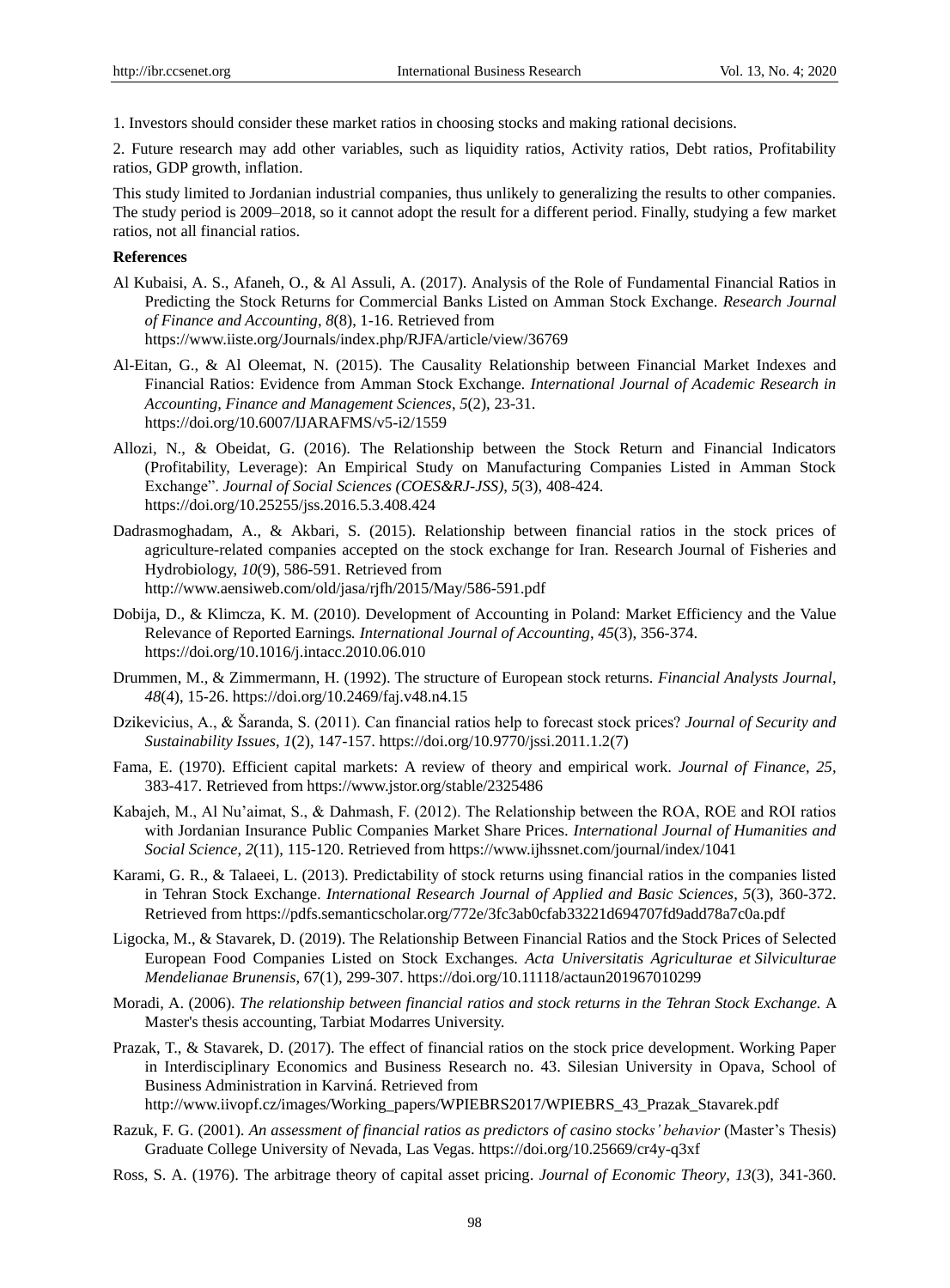1. Investors should consider these market ratios in choosing stocks and making rational decisions.

2. Future research may add other variables, such as liquidity ratios, Activity ratios, Debt ratios, Profitability ratios, GDP growth, inflation.

This study limited to Jordanian industrial companies, thus unlikely to generalizing the results to other companies. The study period is 2009–2018, so it cannot adopt the result for a different period. Finally, studying a few market ratios, not all financial ratios.

**References**

Al Kubaisi, A. S., Afaneh, O., & Al Assuli, A. (2017). Analysis of the Role of Fundamental Financial Ratios in Predicting the Stock Returns for Commercial Banks Listed on Amman Stock Exchange. *Research Journal of Finance and Accounting*, *8*(8), 1-16. Retrieved from https://www.iiste.org/Journals/index.php/RJFA/article/view/36769

Al-Eitan, G., & Al Oleemat, N. (2015). The Causality Relationship between Financial Market Indexes and Financial Ratios: Evidence from Amman Stock Exchange. *International Journal of Academic Research in Accounting, Finance and Management Sciences*, *5*(2), 23-31. https://doi.org/10.6007/IJARAFMS/v5-i2/1559

Allozi, N., & Obeidat, G. (2016). The Relationship between the Stock Return and Financial Indicators (Profitability, Leverage): An Empirical Study on Manufacturing Companies Listed in Amman Stock Exchange". *Journal of Social Sciences (COES&RJ-JSS)*, *5*(3), 408-424. https://doi.org/10.25255/jss.2016.5.3.408.424

Dadrasmoghadam, A., & Akbari, S. (2015). Relationship between financial ratios in the stock prices of agriculture-related companies accepted on the stock exchange for Iran. Research Journal of Fisheries and Hydrobiology, *10*(9), 586-591. Retrieved from http://www.aensiweb.com/old/jasa/rjfh/2015/May/586-591.pdf

Dobija, D., & Klimcza, K. M. (2010). Development of Accounting in Poland: Market Efficiency and the Value Relevance of Reported Earnings. *International Journal of Accounting*, *45*(3), 356-374. https://doi.org/10.1016/j.intacc.2010.06.010

Drummen, M., & Zimmermann, H. (1992). The structure of European stock returns. *Financial Analysts Journal*, *48*(4), 15-26. https://doi.org/10.2469/faj.v48.n4.15

Dzikevicius, A., & Šaranda, S. (2011). Can financial ratios help to forecast stock prices? *Journal of Security and Sustainability Issues*, *1*(2), 147-157. https://doi.org/10.9770/jssi.2011.1.2(7)

Fama, E. (1970). Efficient capital markets: A review of theory and empirical work. *Journal of Finance*, *25*, 383-417. Retrieved from https://www.jstor.org/stable/2325486

Kabajeh, M., Al Nu'aimat, S., & Dahmash, F. (2012). The Relationship between the ROA, ROE and ROI ratios with Jordanian Insurance Public Companies Market Share Prices. *International Journal of Humanities and Social Science*, *2*(11), 115-120. Retrieved from https://www.ijhssnet.com/journal/index/1041

Karami, G. R., & Talaeei, L. (2013). Predictability of stock returns using financial ratios in the companies listed in Tehran Stock Exchange. *International Research Journal of Applied and Basic Sciences*, *5*(3), 360-372. Retrieved from https://pdfs.semanticscholar.org/772e/3fc3ab0cfab33221d694707fd9add78a7c0a.pdf

Ligocka, M., & Stavarek, D. (2019). The Relationship Between Financial Ratios and the Stock Prices of Selected European Food Companies Listed on Stock Exchanges. *Acta Universitatis Agriculturae et Silviculturae Mendelianae Brunensis*, 67(1), 299-307. https://doi.org/10.11118/actaun201967010299

Moradi, A. (2006). *The relationship between financial ratios and stock returns in the Tehran Stock Exchange.* A Master's thesis accounting, Tarbiat Modarres University.

Prazak, T., & Stavarek, D. (2017). The effect of financial ratios on the stock price development. Working Paper in Interdisciplinary Economics and Business Research no. 43. Silesian University in Opava, School of Business Administration in Karviná. Retrieved from http://www.iivopf.cz/images/Working_papers/WPIEBRS2017/WPIEBRS_43_Prazak_Stavarek.pdf

Razuk, F. G. (2001). *An assessment of financial ratios as predictors of casino stocks' behavior* (Master's Thesis) Graduate College University of Nevada, Las Vegas. https://doi.org/10.25669/cr4y-q3xf

Ross, S. A. (1976). The arbitrage theory of capital asset pricing. *Journal of Economic Theory, 13*(3), 341-360.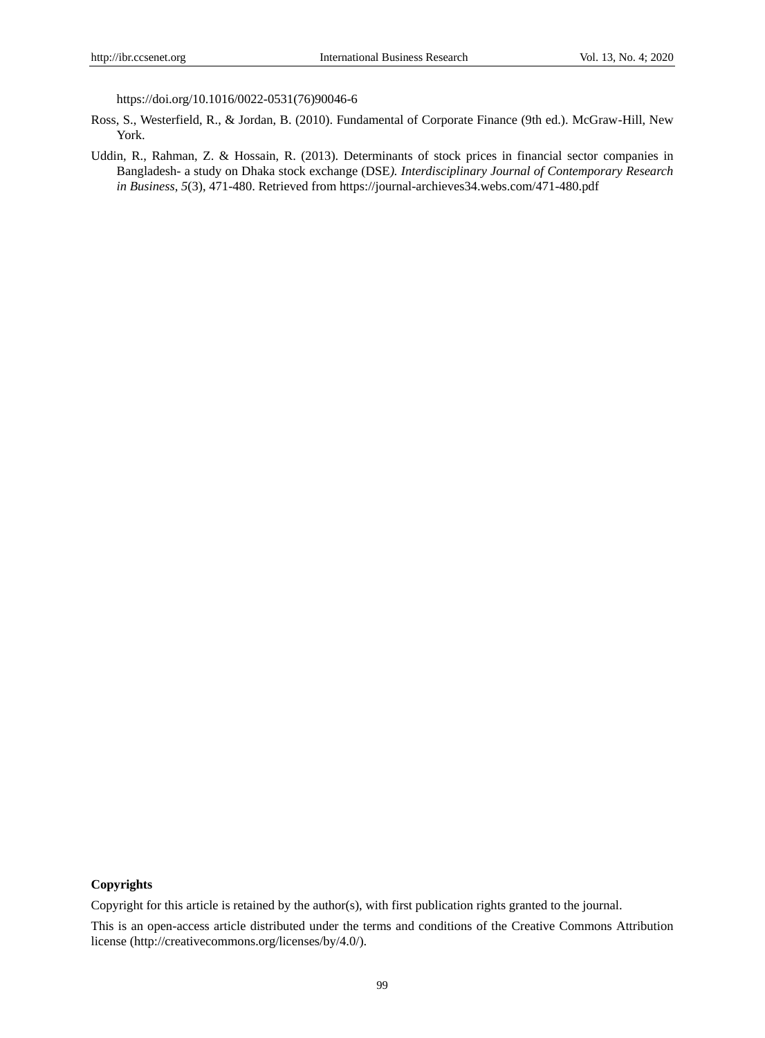https://doi.org/10.1016/0022-0531(76)90046-6

Ross, S., Westerfield, R., & Jordan, B. (2010). Fundamental of Corporate Finance (9th ed.). McGraw-Hill, New York.

Uddin, R., Rahman, Z. & Hossain, R. (2013). Determinants of stock prices in financial sector companies in Bangladesh- a study on Dhaka stock exchange (DSE*). Interdisciplinary Journal of Contemporary Research in Business*, *5*(3), 471-480. Retrieved from https://journal-archieves34.webs.com/471-480.pdf

**Copyrights**

Copyright for this article is retained by the author(s), with first publication rights granted to the journal.

This is an open-access article distributed under the terms and conditions of the Creative Commons Attribution license (http://creativecommons.org/licenses/by/4.0/).